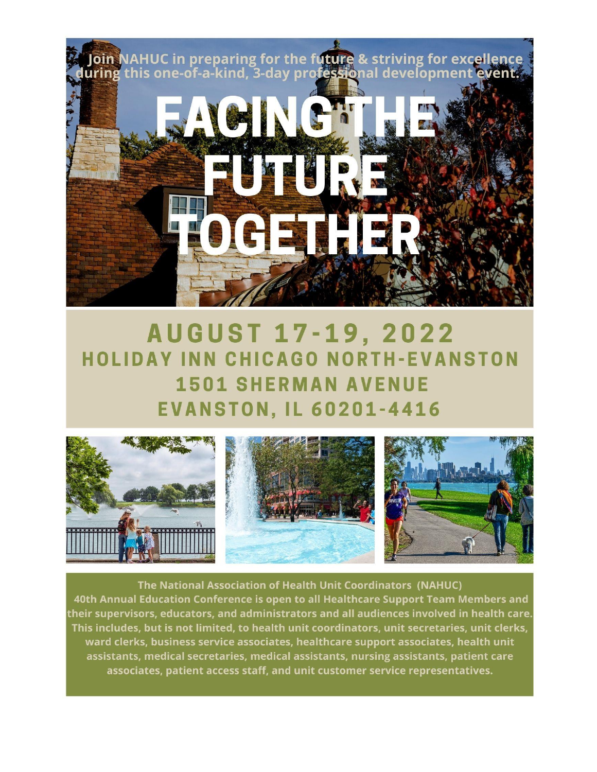Join NAHUC in preparing for the future & striving for excellence during this one-of-a-kind, 3-day professional development event.

# FACING THE FUTURE TOGETHER

## AUGUST 17-19, 2022

### HOLIDAY INN CHICAGO NORTH-EVANSTON
### 1501 SHERMAN AVENUE
### EVANSTON, IL 60201-4416

**The National Association of Health Unit Coordinators (NAHUC) 40th Annual Education Conference is open to all Healthcare Support Team Members and their supervisors, educators, and administrators and all audiences involved in health care. This includes, but is not limited, to health unit coordinators, unit secretaries, unit clerks, ward clerks, business service associates, healthcare support associates, health unit assistants, medical secretaries, medical assistants, nursing assistants, patient care associates, patient access staff, and unit customer service representatives.**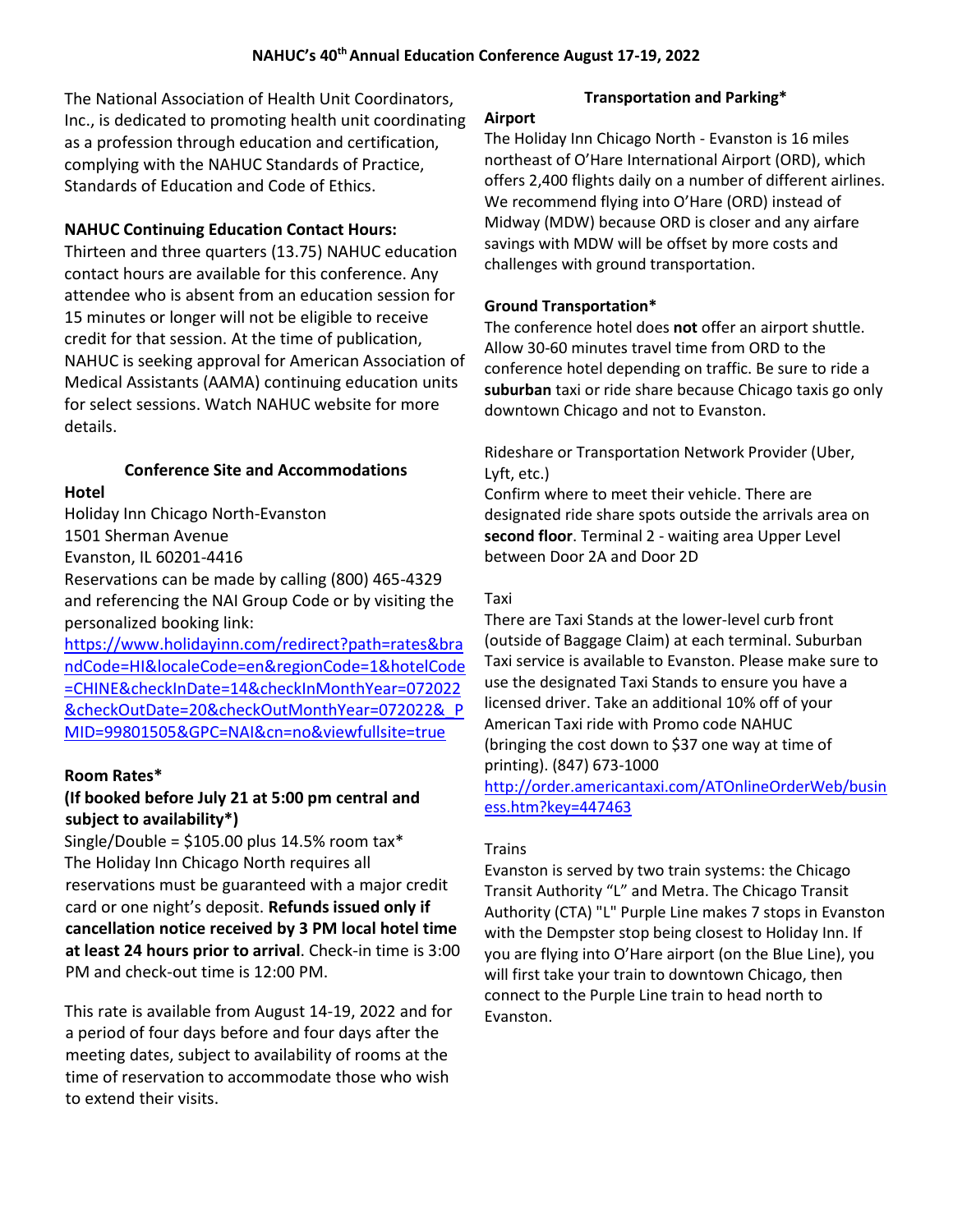# NAHUC's 40th Annual Education Conference August 17-19, 2022

The National Association of Health Unit Coordinators, Inc., is dedicated to promoting health unit coordinating as a profession through education and certification, complying with the NAHUC Standards of Practice, Standards of Education and Code of Ethics.

**NAHUC Continuing Education Contact Hours:**
Thirteen and three quarters (13.75) NAHUC education contact hours are available for this conference. Any attendee who is absent from an education session for 15 minutes or longer will not be eligible to receive credit for that session. At the time of publication, NAHUC is seeking approval for American Association of Medical Assistants (AAMA) continuing education units for select sessions. Watch NAHUC website for more details.

## Conference Site and Accommodations

**Hotel**
Holiday Inn Chicago North-Evanston
1501 Sherman Avenue
Evanston, IL 60201-4416
Reservations can be made by calling (800) 465-4329 and referencing the NAI Group Code or by visiting the personalized booking link:
https://www.holidayinn.com/redirect?path=rates&brandCode=HI&localeCode=en&regionCode=1&hotelCode=CHINE&checkInDate=14&checkInMonthYear=072022&checkOutDate=20&checkOutMonthYear=072022&_PMID=99801505&GPC=NAI&cn=no&viewfullsite=true

**Room Rates***
**(If booked before July 21 at 5:00 pm central and subject to availability*)**
Single/Double = $105.00 plus 14.5% room tax*
The Holiday Inn Chicago North requires all reservations must be guaranteed with a major credit card or one night's deposit. **Refunds issued only if cancellation notice received by 3 PM local hotel time at least 24 hours prior to arrival**. Check-in time is 3:00 PM and check-out time is 12:00 PM.

This rate is available from August 14-19, 2022 and for a period of four days before and four days after the meeting dates, subject to availability of rooms at the time of reservation to accommodate those who wish to extend their visits.

## Transportation and Parking*

**Airport**
The Holiday Inn Chicago North - Evanston is 16 miles northeast of O'Hare International Airport (ORD), which offers 2,400 flights daily on a number of different airlines. We recommend flying into O'Hare (ORD) instead of Midway (MDW) because ORD is closer and any airfare savings with MDW will be offset by more costs and challenges with ground transportation.

**Ground Transportation***
The conference hotel does **not** offer an airport shuttle. Allow 30-60 minutes travel time from ORD to the conference hotel depending on traffic. Be sure to ride a **suburban** taxi or ride share because Chicago taxis go only downtown Chicago and not to Evanston.

Rideshare or Transportation Network Provider (Uber, Lyft, etc.)
Confirm where to meet their vehicle. There are designated ride share spots outside the arrivals area on **second floor**. Terminal 2 - waiting area Upper Level between Door 2A and Door 2D

Taxi
There are Taxi Stands at the lower-level curb front (outside of Baggage Claim) at each terminal. Suburban Taxi service is available to Evanston. Please make sure to use the designated Taxi Stands to ensure you have a licensed driver. Take an additional 10% off of your American Taxi ride with Promo code NAHUC (bringing the cost down to $37 one way at time of printing). (847) 673-1000
http://order.americantaxi.com/ATOnlineOrderWeb/business.htm?key=447463

Trains
Evanston is served by two train systems: the Chicago Transit Authority "L" and Metra. The Chicago Transit Authority (CTA) "L" Purple Line makes 7 stops in Evanston with the Dempster stop being closest to Holiday Inn. If you are flying into O'Hare airport (on the Blue Line), you will first take your train to downtown Chicago, then connect to the Purple Line train to head north to Evanston.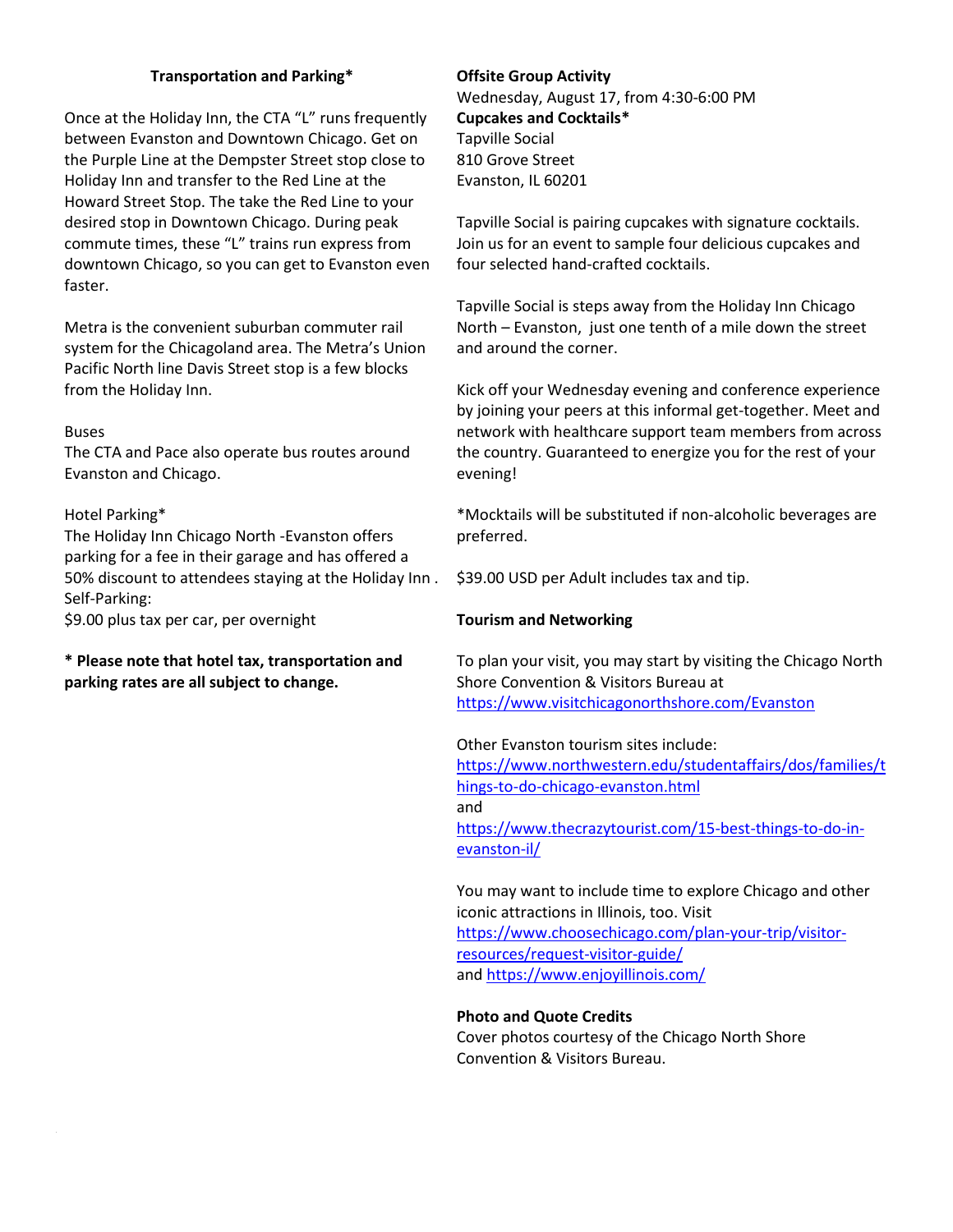## Transportation and Parking*

Once at the Holiday Inn, the CTA "L" runs frequently between Evanston and Downtown Chicago. Get on the Purple Line at the Dempster Street stop close to Holiday Inn and transfer to the Red Line at the Howard Street Stop. The take the Red Line to your desired stop in Downtown Chicago. During peak commute times, these "L" trains run express from downtown Chicago, so you can get to Evanston even faster.

Metra is the convenient suburban commuter rail system for the Chicagoland area. The Metra's Union Pacific North line Davis Street stop is a few blocks from the Holiday Inn.

Buses
The CTA and Pace also operate bus routes around Evanston and Chicago.

Hotel Parking*
The Holiday Inn Chicago North -Evanston offers parking for a fee in their garage and has offered a 50% discount to attendees staying at the Holiday Inn .
Self-Parking:
$9.00 plus tax per car, per overnight

**\* Please note that hotel tax, transportation and parking rates are all subject to change.**

**Offsite Group Activity**
Wednesday, August 17, from 4:30-6:00 PM
**Cupcakes and Cocktails***
Tapville Social
810 Grove Street
Evanston, IL 60201

Tapville Social is pairing cupcakes with signature cocktails. Join us for an event to sample four delicious cupcakes and four selected hand-crafted cocktails.

Tapville Social is steps away from the Holiday Inn Chicago North – Evanston, just one tenth of a mile down the street and around the corner.

Kick off your Wednesday evening and conference experience by joining your peers at this informal get-together. Meet and network with healthcare support team members from across the country. Guaranteed to energize you for the rest of your evening!

*Mocktails will be substituted if non-alcoholic beverages are preferred.

$39.00 USD per Adult includes tax and tip.

**Tourism and Networking**

To plan your visit, you may start by visiting the Chicago North Shore Convention & Visitors Bureau at https://www.visitchicagonorthshore.com/Evanston

Other Evanston tourism sites include:
https://www.northwestern.edu/studentaffairs/dos/families/things-to-do-chicago-evanston.html
and
https://www.thecrazytourist.com/15-best-things-to-do-in-evanston-il/

You may want to include time to explore Chicago and other iconic attractions in Illinois, too. Visit https://www.choosechicago.com/plan-your-trip/visitor-resources/request-visitor-guide/
and https://www.enjoyillinois.com/

**Photo and Quote Credits**
Cover photos courtesy of the Chicago North Shore Convention & Visitors Bureau.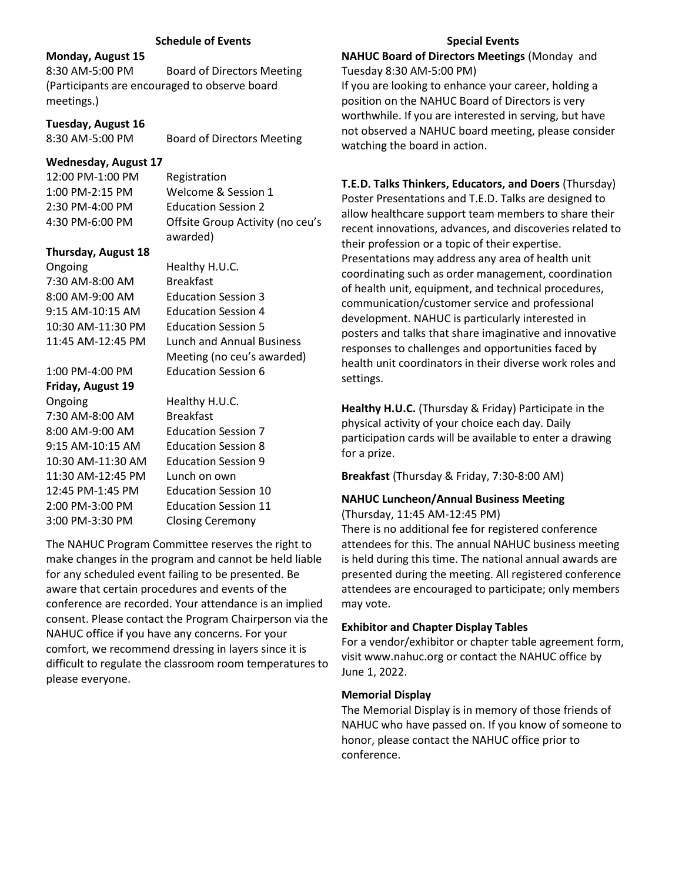## Schedule of Events

**Monday, August 15**

| | |
|---|---|
| 8:30 AM-5:00 PM | Board of Directors Meeting |

(Participants are encouraged to observe board meetings.)

**Tuesday, August 16**

| | |
|---|---|
| 8:30 AM-5:00 PM | Board of Directors Meeting |

**Wednesday, August 17**

| | |
|---|---|
| 12:00 PM-1:00 PM | Registration |
| 1:00 PM-2:15 PM | Welcome & Session 1 |
| 2:30 PM-4:00 PM | Education Session 2 |
| 4:30 PM-6:00 PM | Offsite Group Activity (no ceu's awarded) |

**Thursday, August 18**

| | |
|---|---|
| Ongoing | Healthy H.U.C. |
| 7:30 AM-8:00 AM | Breakfast |
| 8:00 AM-9:00 AM | Education Session 3 |
| 9:15 AM-10:15 AM | Education Session 4 |
| 10:30 AM-11:30 PM | Education Session 5 |
| 11:45 AM-12:45 PM | Lunch and Annual Business Meeting (no ceu's awarded) |
| 1:00 PM-4:00 PM | Education Session 6 |

**Friday, August 19**

| | |
|---|---|
| Ongoing | Healthy H.U.C. |
| 7:30 AM-8:00 AM | Breakfast |
| 8:00 AM-9:00 AM | Education Session 7 |
| 9:15 AM-10:15 AM | Education Session 8 |
| 10:30 AM-11:30 AM | Education Session 9 |
| 11:30 AM-12:45 PM | Lunch on own |
| 12:45 PM-1:45 PM | Education Session 10 |
| 2:00 PM-3:00 PM | Education Session 11 |
| 3:00 PM-3:30 PM | Closing Ceremony |

The NAHUC Program Committee reserves the right to make changes in the program and cannot be held liable for any scheduled event failing to be presented. Be aware that certain procedures and events of the conference are recorded. Your attendance is an implied consent. Please contact the Program Chairperson via the NAHUC office if you have any concerns. For your comfort, we recommend dressing in layers since it is difficult to regulate the classroom room temperatures to please everyone.

## Special Events

**NAHUC Board of Directors Meetings** (Monday and Tuesday 8:30 AM-5:00 PM)
If you are looking to enhance your career, holding a position on the NAHUC Board of Directors is very worthwhile. If you are interested in serving, but have not observed a NAHUC board meeting, please consider watching the board in action.

**T.E.D. Talks Thinkers, Educators, and Doers** (Thursday)
Poster Presentations and T.E.D. Talks are designed to allow healthcare support team members to share their recent innovations, advances, and discoveries related to their profession or a topic of their expertise. Presentations may address any area of health unit coordinating such as order management, coordination of health unit, equipment, and technical procedures, communication/customer service and professional development. NAHUC is particularly interested in posters and talks that share imaginative and innovative responses to challenges and opportunities faced by health unit coordinators in their diverse work roles and settings.

**Healthy H.U.C.** (Thursday & Friday) Participate in the physical activity of your choice each day. Daily participation cards will be available to enter a drawing for a prize.

**Breakfast** (Thursday & Friday, 7:30-8:00 AM)

**NAHUC Luncheon/Annual Business Meeting**
(Thursday, 11:45 AM-12:45 PM)
There is no additional fee for registered conference attendees for this. The annual NAHUC business meeting is held during this time. The national annual awards are presented during the meeting. All registered conference attendees are encouraged to participate; only members may vote.

**Exhibitor and Chapter Display Tables**
For a vendor/exhibitor or chapter table agreement form, visit www.nahuc.org or contact the NAHUC office by June 1, 2022.

**Memorial Display**
The Memorial Display is in memory of those friends of NAHUC who have passed on. If you know of someone to honor, please contact the NAHUC office prior to conference.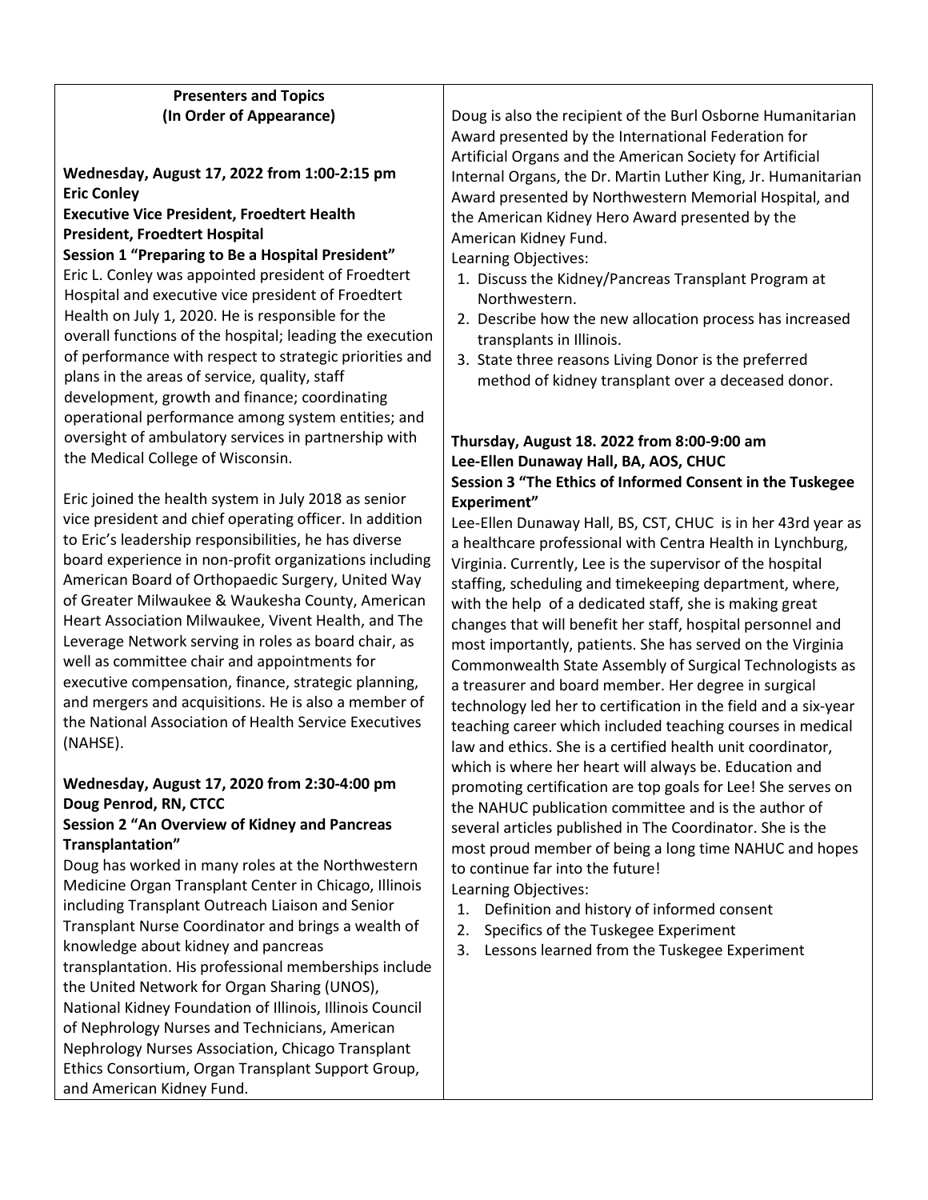**Presenters and Topics**
**(In Order of Appearance)**

**Wednesday, August 17, 2022 from 1:00-2:15 pm**
**Eric Conley**
**Executive Vice President, Froedtert Health**
**President, Froedtert Hospital**
**Session 1 "Preparing to Be a Hospital President"**

Eric L. Conley was appointed president of Froedtert Hospital and executive vice president of Froedtert Health on July 1, 2020. He is responsible for the overall functions of the hospital; leading the execution of performance with respect to strategic priorities and plans in the areas of service, quality, staff development, growth and finance; coordinating operational performance among system entities; and oversight of ambulatory services in partnership with the Medical College of Wisconsin.

Eric joined the health system in July 2018 as senior vice president and chief operating officer. In addition to Eric's leadership responsibilities, he has diverse board experience in non-profit organizations including American Board of Orthopaedic Surgery, United Way of Greater Milwaukee & Waukesha County, American Heart Association Milwaukee, Vivent Health, and The Leverage Network serving in roles as board chair, as well as committee chair and appointments for executive compensation, finance, strategic planning, and mergers and acquisitions. He is also a member of the National Association of Health Service Executives (NAHSE).

**Wednesday, August 17, 2020 from 2:30-4:00 pm**
**Doug Penrod, RN, CTCC**
**Session 2 "An Overview of Kidney and Pancreas Transplantation"**

Doug has worked in many roles at the Northwestern Medicine Organ Transplant Center in Chicago, Illinois including Transplant Outreach Liaison and Senior Transplant Nurse Coordinator and brings a wealth of knowledge about kidney and pancreas transplantation. His professional memberships include the United Network for Organ Sharing (UNOS), National Kidney Foundation of Illinois, Illinois Council of Nephrology Nurses and Technicians, American Nephrology Nurses Association, Chicago Transplant Ethics Consortium, Organ Transplant Support Group, and American Kidney Fund.

Doug is also the recipient of the Burl Osborne Humanitarian Award presented by the International Federation for Artificial Organs and the American Society for Artificial Internal Organs, the Dr. Martin Luther King, Jr. Humanitarian Award presented by Northwestern Memorial Hospital, and the American Kidney Hero Award presented by the American Kidney Fund.

Learning Objectives:

1. Discuss the Kidney/Pancreas Transplant Program at Northwestern.
2. Describe how the new allocation process has increased transplants in Illinois.
3. State three reasons Living Donor is the preferred method of kidney transplant over a deceased donor.

**Thursday, August 18. 2022 from 8:00-9:00 am**
**Lee-Ellen Dunaway Hall, BA, AOS, CHUC**
**Session 3 "The Ethics of Informed Consent in the Tuskegee Experiment"**

Lee-Ellen Dunaway Hall, BS, CST, CHUC is in her 43rd year as a healthcare professional with Centra Health in Lynchburg, Virginia. Currently, Lee is the supervisor of the hospital staffing, scheduling and timekeeping department, where, with the help of a dedicated staff, she is making great changes that will benefit her staff, hospital personnel and most importantly, patients. She has served on the Virginia Commonwealth State Assembly of Surgical Technologists as a treasurer and board member. Her degree in surgical technology led her to certification in the field and a six-year teaching career which included teaching courses in medical law and ethics. She is a certified health unit coordinator, which is where her heart will always be. Education and promoting certification are top goals for Lee! She serves on the NAHUC publication committee and is the author of several articles published in The Coordinator. She is the most proud member of being a long time NAHUC and hopes to continue far into the future!

Learning Objectives:

1. Definition and history of informed consent
2. Specifics of the Tuskegee Experiment
3. Lessons learned from the Tuskegee Experiment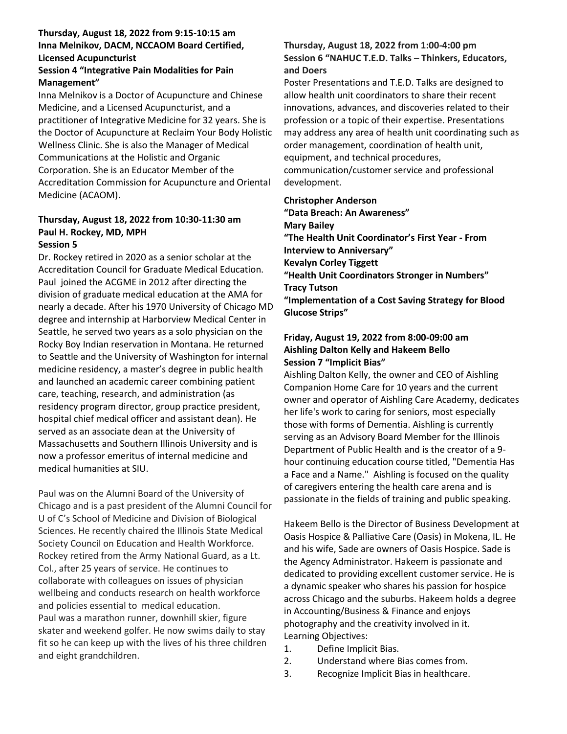**Thursday, August 18, 2022 from 9:15-10:15 am**
**Inna Melnikov, DACM, NCCAOM Board Certified, Licensed Acupuncturist**
**Session 4 "Integrative Pain Modalities for Pain Management"**

Inna Melnikov is a Doctor of Acupuncture and Chinese Medicine, and a Licensed Acupuncturist, and a practitioner of Integrative Medicine for 32 years. She is the Doctor of Acupuncture at Reclaim Your Body Holistic Wellness Clinic. She is also the Manager of Medical Communications at the Holistic and Organic Corporation. She is an Educator Member of the Accreditation Commission for Acupuncture and Oriental Medicine (ACAOM).

**Thursday, August 18, 2022 from 10:30-11:30 am**
**Paul H. Rockey, MD, MPH**
**Session 5**

Dr. Rockey retired in 2020 as a senior scholar at the Accreditation Council for Graduate Medical Education. Paul joined the ACGME in 2012 after directing the division of graduate medical education at the AMA for nearly a decade. After his 1970 University of Chicago MD degree and internship at Harborview Medical Center in Seattle, he served two years as a solo physician on the Rocky Boy Indian reservation in Montana. He returned to Seattle and the University of Washington for internal medicine residency, a master's degree in public health and launched an academic career combining patient care, teaching, research, and administration (as residency program director, group practice president, hospital chief medical officer and assistant dean). He served as an associate dean at the University of Massachusetts and Southern Illinois University and is now a professor emeritus of internal medicine and medical humanities at SIU.

Paul was on the Alumni Board of the University of Chicago and is a past president of the Alumni Council for U of C's School of Medicine and Division of Biological Sciences. He recently chaired the Illinois State Medical Society Council on Education and Health Workforce. Rockey retired from the Army National Guard, as a Lt. Col., after 25 years of service. He continues to collaborate with colleagues on issues of physician wellbeing and conducts research on health workforce and policies essential to medical education.
Paul was a marathon runner, downhill skier, figure skater and weekend golfer. He now swims daily to stay fit so he can keep up with the lives of his three children and eight grandchildren.

**Thursday, August 18, 2022 from 1:00-4:00 pm**
**Session 6 "NAHUC T.E.D. Talks – Thinkers, Educators, and Doers**

Poster Presentations and T.E.D. Talks are designed to allow health unit coordinators to share their recent innovations, advances, and discoveries related to their profession or a topic of their expertise. Presentations may address any area of health unit coordinating such as order management, coordination of health unit, equipment, and technical procedures, communication/customer service and professional development.

**Christopher Anderson**
**"Data Breach: An Awareness"**
**Mary Bailey**
**"The Health Unit Coordinator's First Year - From Interview to Anniversary"**
**Kevalyn Corley Tiggett**
**"Health Unit Coordinators Stronger in Numbers"**
**Tracy Tutson**
**"Implementation of a Cost Saving Strategy for Blood Glucose Strips"**

**Friday, August 19, 2022 from 8:00-09:00 am**
**Aishling Dalton Kelly and Hakeem Bello**
**Session 7 "Implicit Bias"**

Aishling Dalton Kelly, the owner and CEO of Aishling Companion Home Care for 10 years and the current owner and operator of Aishling Care Academy, dedicates her life's work to caring for seniors, most especially those with forms of Dementia. Aishling is currently serving as an Advisory Board Member for the Illinois Department of Public Health and is the creator of a 9-hour continuing education course titled, "Dementia Has a Face and a Name." Aishling is focused on the quality of caregivers entering the health care arena and is passionate in the fields of training and public speaking.

Hakeem Bello is the Director of Business Development at Oasis Hospice & Palliative Care (Oasis) in Mokena, IL. He and his wife, Sade are owners of Oasis Hospice. Sade is the Agency Administrator. Hakeem is passionate and dedicated to providing excellent customer service. He is a dynamic speaker who shares his passion for hospice across Chicago and the suburbs. Hakeem holds a degree in Accounting/Business & Finance and enjoys photography and the creativity involved in it.
Learning Objectives:

1. Define Implicit Bias.
2. Understand where Bias comes from.
3. Recognize Implicit Bias in healthcare.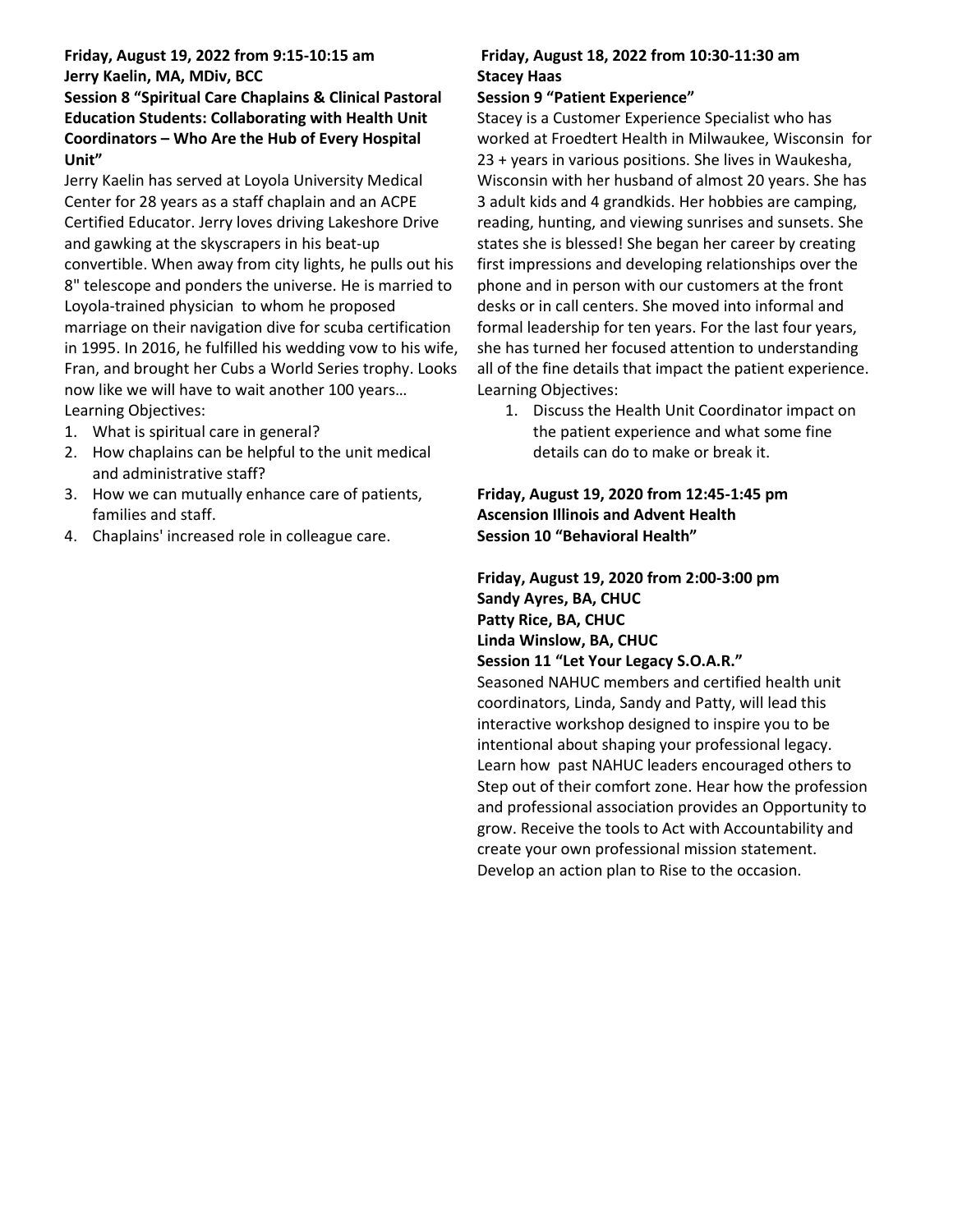**Friday, August 19, 2022 from 9:15-10:15 am**
**Jerry Kaelin, MA, MDiv, BCC**
**Session 8 "Spiritual Care Chaplains & Clinical Pastoral Education Students: Collaborating with Health Unit Coordinators – Who Are the Hub of Every Hospital Unit"**

Jerry Kaelin has served at Loyola University Medical Center for 28 years as a staff chaplain and an ACPE Certified Educator. Jerry loves driving Lakeshore Drive and gawking at the skyscrapers in his beat-up convertible. When away from city lights, he pulls out his 8" telescope and ponders the universe. He is married to Loyola-trained physician to whom he proposed marriage on their navigation dive for scuba certification in 1995. In 2016, he fulfilled his wedding vow to his wife, Fran, and brought her Cubs a World Series trophy. Looks now like we will have to wait another 100 years…

Learning Objectives:

1. What is spiritual care in general?
2. How chaplains can be helpful to the unit medical and administrative staff?
3. How we can mutually enhance care of patients, families and staff.
4. Chaplains' increased role in colleague care.

**Friday, August 18, 2022 from 10:30-11:30 am**
**Stacey Haas**
**Session 9 "Patient Experience"**

Stacey is a Customer Experience Specialist who has worked at Froedtert Health in Milwaukee, Wisconsin for 23 + years in various positions. She lives in Waukesha, Wisconsin with her husband of almost 20 years. She has 3 adult kids and 4 grandkids. Her hobbies are camping, reading, hunting, and viewing sunrises and sunsets. She states she is blessed! She began her career by creating first impressions and developing relationships over the phone and in person with our customers at the front desks or in call centers. She moved into informal and formal leadership for ten years. For the last four years, she has turned her focused attention to understanding all of the fine details that impact the patient experience.

Learning Objectives:

1. Discuss the Health Unit Coordinator impact on the patient experience and what some fine details can do to make or break it.

**Friday, August 19, 2020 from 12:45-1:45 pm**
**Ascension Illinois and Advent Health**
**Session 10 "Behavioral Health"**

**Friday, August 19, 2020 from 2:00-3:00 pm**
**Sandy Ayres, BA, CHUC**
**Patty Rice, BA, CHUC**
**Linda Winslow, BA, CHUC**
**Session 11 "Let Your Legacy S.O.A.R."**

Seasoned NAHUC members and certified health unit coordinators, Linda, Sandy and Patty, will lead this interactive workshop designed to inspire you to be intentional about shaping your professional legacy. Learn how past NAHUC leaders encouraged others to Step out of their comfort zone. Hear how the profession and professional association provides an Opportunity to grow. Receive the tools to Act with Accountability and create your own professional mission statement. Develop an action plan to Rise to the occasion.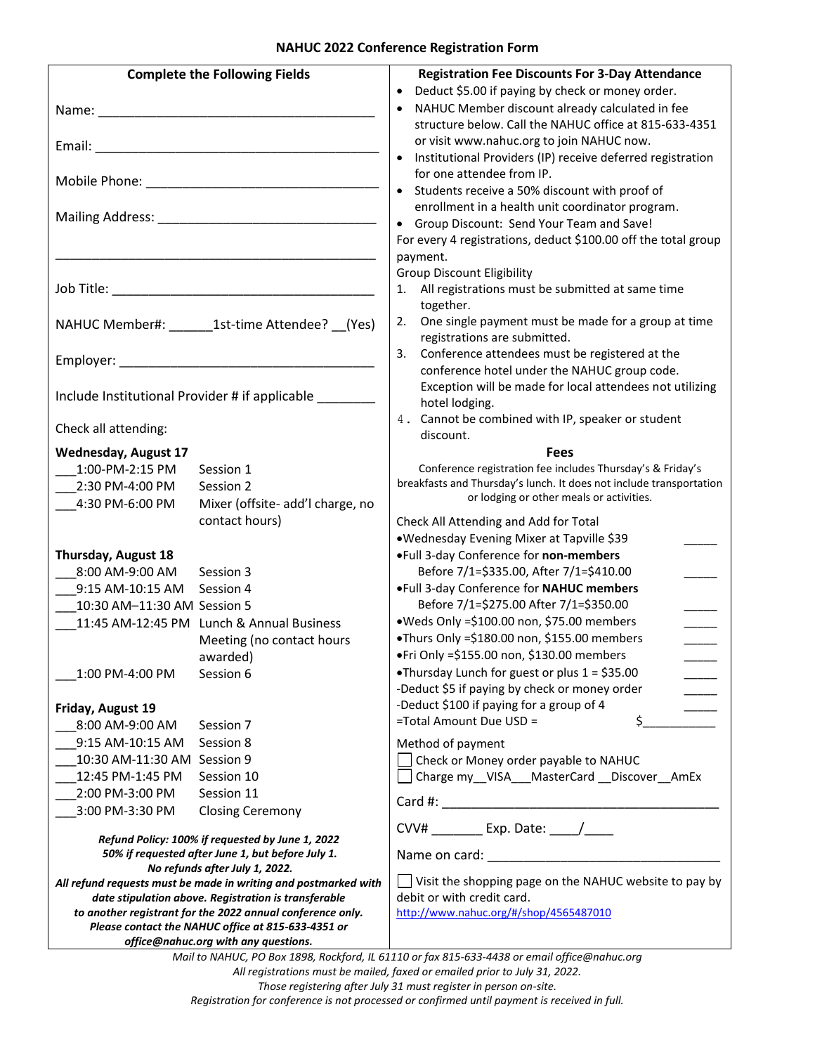# NAHUC 2022 Conference Registration Form

## Complete the Following Fields

Name: ______________________________________

Email: ______________________________________

Mobile Phone: _______________________________

Mailing Address: _____________________________

_____________________________________________

Job Title: ___________________________________

NAHUC Member#: ______1st-time Attendee? __(Yes)

Employer: ___________________________________

Include Institutional Provider # if applicable ________

Check all attending:

**Wednesday, August 17**

___1:00-PM-2:15 PM Session 1
___2:30 PM-4:00 PM Session 2
___4:30 PM-6:00 PM Mixer (offsite- add'l charge, no contact hours)

**Thursday, August 18**

___8:00 AM-9:00 AM Session 3
___9:15 AM-10:15 AM Session 4
___10:30 AM–11:30 AM Session 5
___11:45 AM-12:45 PM Lunch & Annual Business Meeting (no contact hours awarded)
___1:00 PM-4:00 PM Session 6

**Friday, August 19**

___8:00 AM-9:00 AM Session 7
___9:15 AM-10:15 AM Session 8
___10:30 AM-11:30 AM Session 9
___12:45 PM-1:45 PM Session 10
___2:00 PM-3:00 PM Session 11
___3:00 PM-3:30 PM Closing Ceremony

***Refund Policy: 100% if requested by June 1, 2022***
***50% if requested after June 1, but before July 1.***
***No refunds after July 1, 2022.***
***All refund requests must be made in writing and postmarked with date stipulation above. Registration is transferable to another registrant for the 2022 annual conference only. Please contact the NAHUC office at 815-633-4351 or office@nahuc.org with any questions.***

## Registration Fee Discounts For 3-Day Attendance

- Deduct $5.00 if paying by check or money order.
- NAHUC Member discount already calculated in fee structure below. Call the NAHUC office at 815-633-4351 or visit www.nahuc.org to join NAHUC now.
- Institutional Providers (IP) receive deferred registration for one attendee from IP.
- Students receive a 50% discount with proof of enrollment in a health unit coordinator program.
- Group Discount: Send Your Team and Save!

For every 4 registrations, deduct $100.00 off the total group payment.

Group Discount Eligibility

1. All registrations must be submitted at same time together.
2. One single payment must be made for a group at time registrations are submitted.
3. Conference attendees must be registered at the conference hotel under the NAHUC group code. Exception will be made for local attendees not utilizing hotel lodging.
4. Cannot be combined with IP, speaker or student discount.

## Fees

Conference registration fee includes Thursday's & Friday's breakfasts and Thursday's lunch. It does not include transportation or lodging or other meals or activities.

Check All Attending and Add for Total

- Wednesday Evening Mixer at Tapville $39 _____
- Full 3-day Conference for **non-members** Before 7/1=$335.00, After 7/1=$410.00 _____
- Full 3-day Conference for **NAHUC members** Before 7/1=$275.00 After 7/1=$350.00 _____
- Weds Only =$100.00 non, $75.00 members _____
- Thurs Only =$180.00 non, $155.00 members _____
- Fri Only =$155.00 non, $130.00 members _____
- Thursday Lunch for guest or plus 1 = $35.00 _____

-Deduct $5 if paying by check or money order _____
-Deduct $100 if paying for a group of 4 _____
=Total Amount Due USD = $___________

Method of payment

☐ Check or Money order payable to NAHUC
☐ Charge my__VISA___MasterCard __Discover__AmEx

Card #: ______________________________________

CVV# _______ Exp. Date: ____/____

Name on card: _________________________________

☐ Visit the shopping page on the NAHUC website to pay by debit or with credit card.
http://www.nahuc.org/#/shop/4565487010

*Mail to NAHUC, PO Box 1898, Rockford, IL 61110 or fax 815-633-4438 or email office@nahuc.org*
*All registrations must be mailed, faxed or emailed prior to July 31, 2022.*
*Those registering after July 31 must register in person on-site.*
*Registration for conference is not processed or confirmed until payment is received in full.*